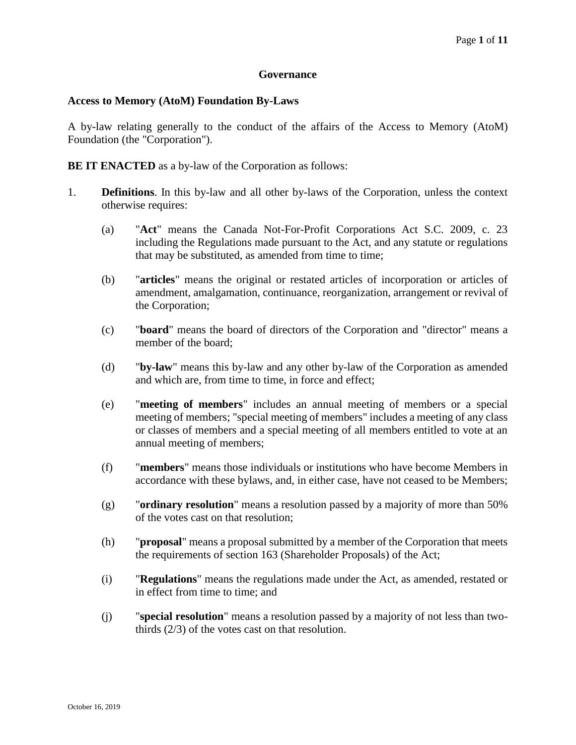# Governance

## Access to Memory (AtoM) Foundation By-Laws

A by-law relating generally to the conduct of the affairs of the Access to Memory (AtoM) Foundation (the "Corporation").

**BE IT ENACTED** as a by-law of the Corporation as follows:

1. **Definitions**. In this by-law and all other by-laws of the Corporation, unless the context otherwise requires:

   (a) "**Act**" means the Canada Not-For-Profit Corporations Act S.C. 2009, c. 23 including the Regulations made pursuant to the Act, and any statute or regulations that may be substituted, as amended from time to time;

   (b) "**articles**" means the original or restated articles of incorporation or articles of amendment, amalgamation, continuance, reorganization, arrangement or revival of the Corporation;

   (c) "**board**" means the board of directors of the Corporation and "director" means a member of the board;

   (d) "**by-law**" means this by-law and any other by-law of the Corporation as amended and which are, from time to time, in force and effect;

   (e) "**meeting of members**" includes an annual meeting of members or a special meeting of members; "special meeting of members" includes a meeting of any class or classes of members and a special meeting of all members entitled to vote at an annual meeting of members;

   (f) "**members**" means those individuals or institutions who have become Members in accordance with these bylaws, and, in either case, have not ceased to be Members;

   (g) "**ordinary resolution**" means a resolution passed by a majority of more than 50% of the votes cast on that resolution;

   (h) "**proposal**" means a proposal submitted by a member of the Corporation that meets the requirements of section 163 (Shareholder Proposals) of the Act;

   (i) "**Regulations**" means the regulations made under the Act, as amended, restated or in effect from time to time; and

   (j) "**special resolution**" means a resolution passed by a majority of not less than two-thirds (2/3) of the votes cast on that resolution.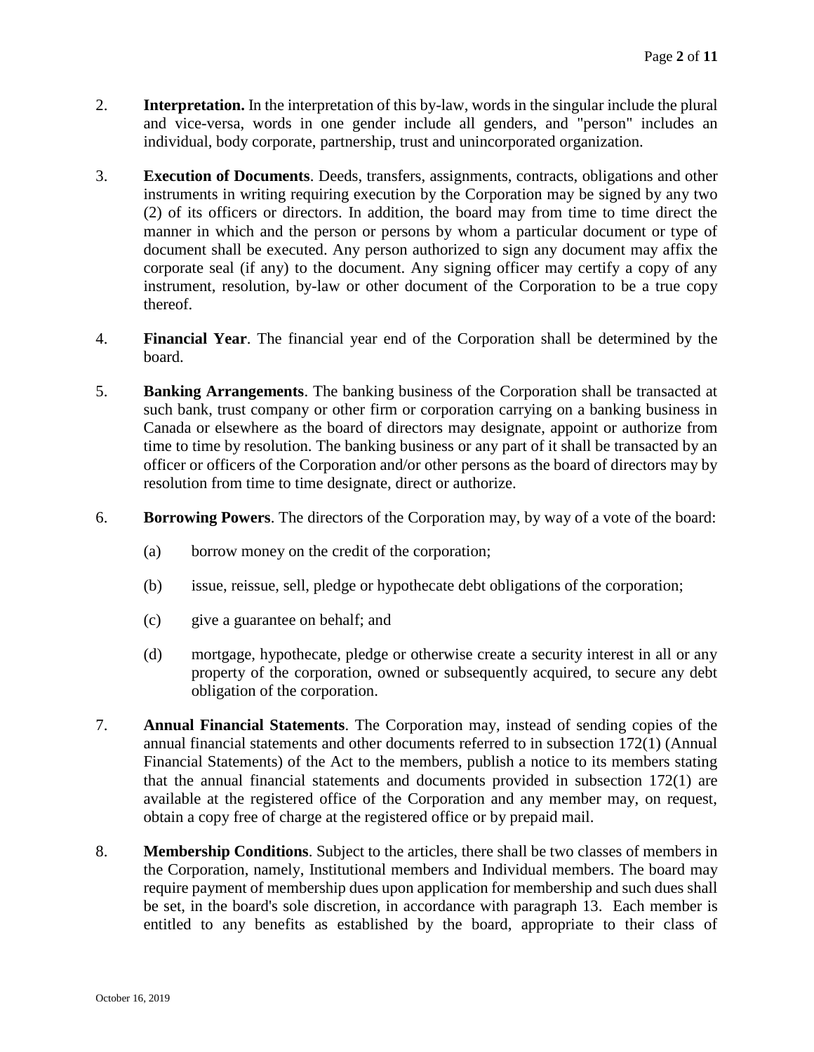2. **Interpretation.** In the interpretation of this by-law, words in the singular include the plural and vice-versa, words in one gender include all genders, and "person" includes an individual, body corporate, partnership, trust and unincorporated organization.

3. **Execution of Documents**. Deeds, transfers, assignments, contracts, obligations and other instruments in writing requiring execution by the Corporation may be signed by any two (2) of its officers or directors. In addition, the board may from time to time direct the manner in which and the person or persons by whom a particular document or type of document shall be executed. Any person authorized to sign any document may affix the corporate seal (if any) to the document. Any signing officer may certify a copy of any instrument, resolution, by-law or other document of the Corporation to be a true copy thereof.

4. **Financial Year**. The financial year end of the Corporation shall be determined by the board.

5. **Banking Arrangements**. The banking business of the Corporation shall be transacted at such bank, trust company or other firm or corporation carrying on a banking business in Canada or elsewhere as the board of directors may designate, appoint or authorize from time to time by resolution. The banking business or any part of it shall be transacted by an officer or officers of the Corporation and/or other persons as the board of directors may by resolution from time to time designate, direct or authorize.

6. **Borrowing Powers**. The directors of the Corporation may, by way of a vote of the board:

   (a) borrow money on the credit of the corporation;

   (b) issue, reissue, sell, pledge or hypothecate debt obligations of the corporation;

   (c) give a guarantee on behalf; and

   (d) mortgage, hypothecate, pledge or otherwise create a security interest in all or any property of the corporation, owned or subsequently acquired, to secure any debt obligation of the corporation.

7. **Annual Financial Statements**. The Corporation may, instead of sending copies of the annual financial statements and other documents referred to in subsection 172(1) (Annual Financial Statements) of the Act to the members, publish a notice to its members stating that the annual financial statements and documents provided in subsection 172(1) are available at the registered office of the Corporation and any member may, on request, obtain a copy free of charge at the registered office or by prepaid mail.

8. **Membership Conditions**. Subject to the articles, there shall be two classes of members in the Corporation, namely, Institutional members and Individual members. The board may require payment of membership dues upon application for membership and such dues shall be set, in the board's sole discretion, in accordance with paragraph 13. Each member is entitled to any benefits as established by the board, appropriate to their class of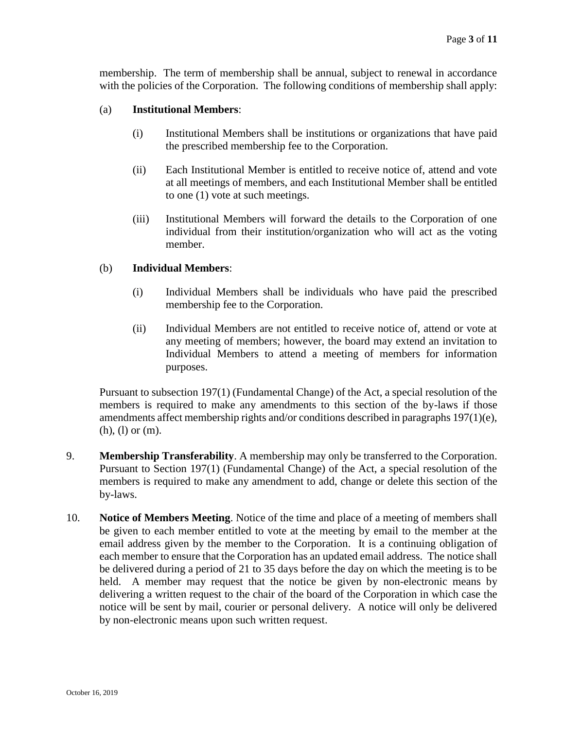membership. The term of membership shall be annual, subject to renewal in accordance with the policies of the Corporation. The following conditions of membership shall apply:

(a) **Institutional Members**:

(i) Institutional Members shall be institutions or organizations that have paid the prescribed membership fee to the Corporation.

(ii) Each Institutional Member is entitled to receive notice of, attend and vote at all meetings of members, and each Institutional Member shall be entitled to one (1) vote at such meetings.

(iii) Institutional Members will forward the details to the Corporation of one individual from their institution/organization who will act as the voting member.

(b) **Individual Members**:

(i) Individual Members shall be individuals who have paid the prescribed membership fee to the Corporation.

(ii) Individual Members are not entitled to receive notice of, attend or vote at any meeting of members; however, the board may extend an invitation to Individual Members to attend a meeting of members for information purposes.

Pursuant to subsection 197(1) (Fundamental Change) of the Act, a special resolution of the members is required to make any amendments to this section of the by-laws if those amendments affect membership rights and/or conditions described in paragraphs 197(1)(e), (h), (l) or (m).

9. **Membership Transferability**. A membership may only be transferred to the Corporation. Pursuant to Section 197(1) (Fundamental Change) of the Act, a special resolution of the members is required to make any amendment to add, change or delete this section of the by-laws.

10. **Notice of Members Meeting**. Notice of the time and place of a meeting of members shall be given to each member entitled to vote at the meeting by email to the member at the email address given by the member to the Corporation. It is a continuing obligation of each member to ensure that the Corporation has an updated email address. The notice shall be delivered during a period of 21 to 35 days before the day on which the meeting is to be held. A member may request that the notice be given by non-electronic means by delivering a written request to the chair of the board of the Corporation in which case the notice will be sent by mail, courier or personal delivery. A notice will only be delivered by non-electronic means upon such written request.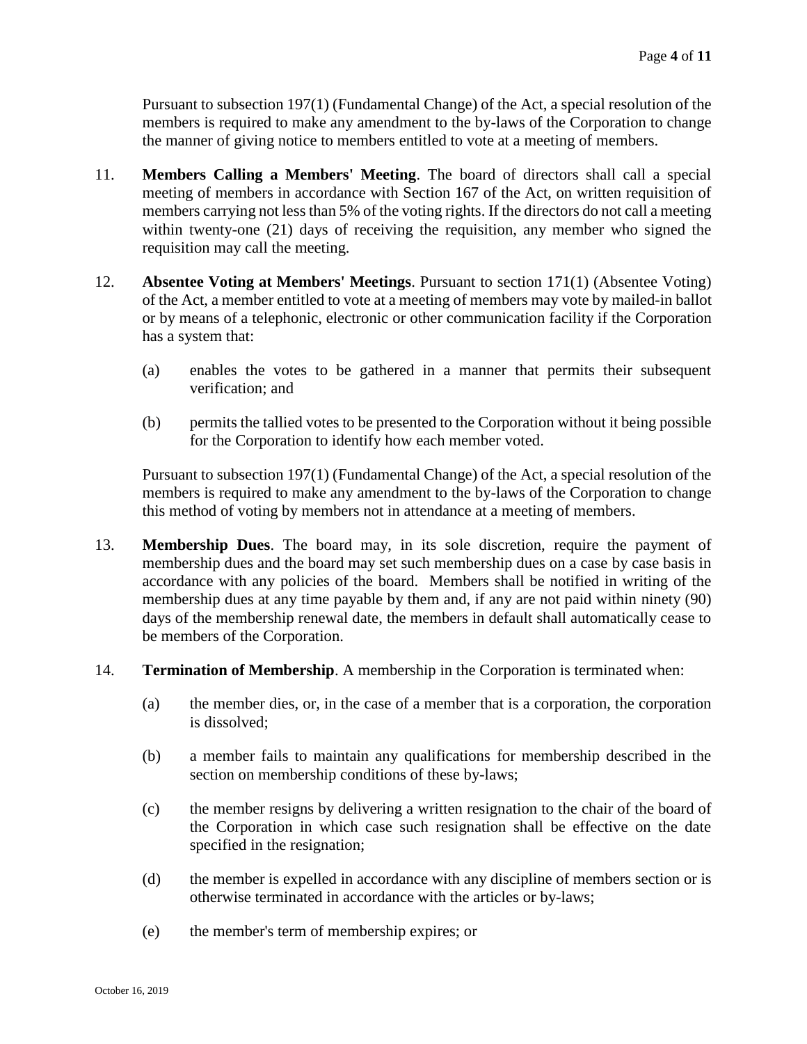Pursuant to subsection 197(1) (Fundamental Change) of the Act, a special resolution of the members is required to make any amendment to the by-laws of the Corporation to change the manner of giving notice to members entitled to vote at a meeting of members.

11. **Members Calling a Members' Meeting**. The board of directors shall call a special meeting of members in accordance with Section 167 of the Act, on written requisition of members carrying not less than 5% of the voting rights. If the directors do not call a meeting within twenty-one (21) days of receiving the requisition, any member who signed the requisition may call the meeting.

12. **Absentee Voting at Members' Meetings**. Pursuant to section 171(1) (Absentee Voting) of the Act, a member entitled to vote at a meeting of members may vote by mailed-in ballot or by means of a telephonic, electronic or other communication facility if the Corporation has a system that:

    (a) enables the votes to be gathered in a manner that permits their subsequent verification; and

    (b) permits the tallied votes to be presented to the Corporation without it being possible for the Corporation to identify how each member voted.

    Pursuant to subsection 197(1) (Fundamental Change) of the Act, a special resolution of the members is required to make any amendment to the by-laws of the Corporation to change this method of voting by members not in attendance at a meeting of members.

13. **Membership Dues**. The board may, in its sole discretion, require the payment of membership dues and the board may set such membership dues on a case by case basis in accordance with any policies of the board. Members shall be notified in writing of the membership dues at any time payable by them and, if any are not paid within ninety (90) days of the membership renewal date, the members in default shall automatically cease to be members of the Corporation.

14. **Termination of Membership**. A membership in the Corporation is terminated when:

    (a) the member dies, or, in the case of a member that is a corporation, the corporation is dissolved;

    (b) a member fails to maintain any qualifications for membership described in the section on membership conditions of these by-laws;

    (c) the member resigns by delivering a written resignation to the chair of the board of the Corporation in which case such resignation shall be effective on the date specified in the resignation;

    (d) the member is expelled in accordance with any discipline of members section or is otherwise terminated in accordance with the articles or by-laws;

    (e) the member's term of membership expires; or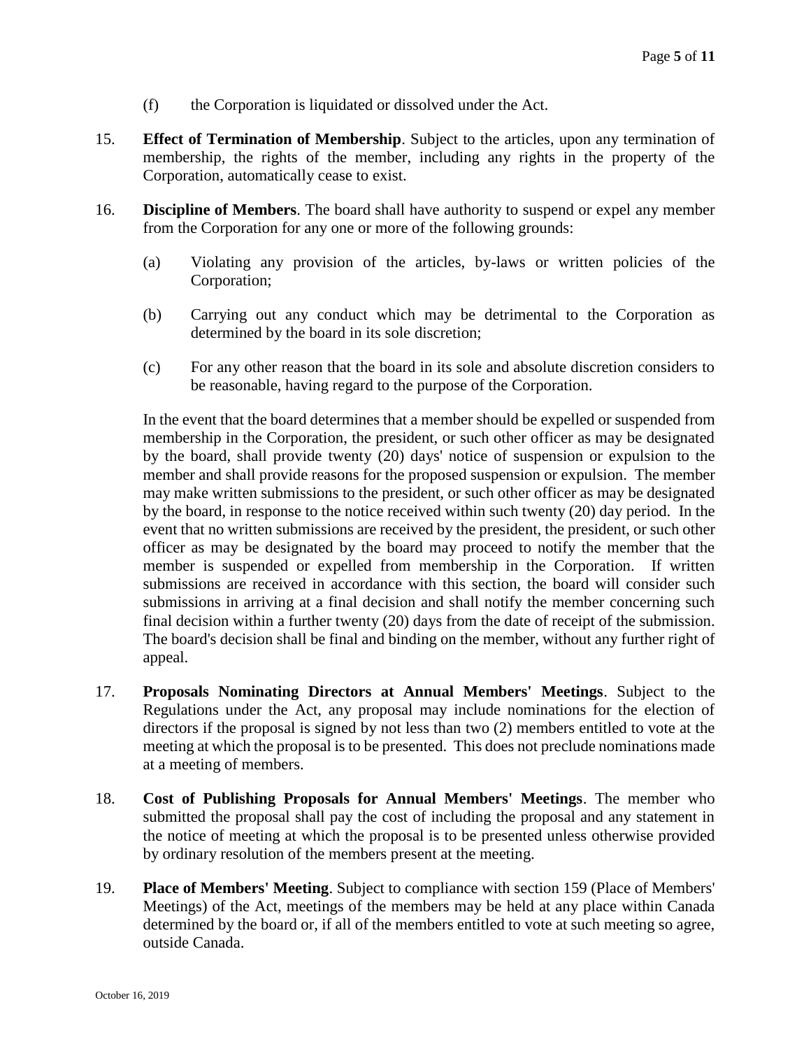(f) the Corporation is liquidated or dissolved under the Act.

15. **Effect of Termination of Membership**. Subject to the articles, upon any termination of membership, the rights of the member, including any rights in the property of the Corporation, automatically cease to exist.

16. **Discipline of Members**. The board shall have authority to suspend or expel any member from the Corporation for any one or more of the following grounds:

    (a) Violating any provision of the articles, by-laws or written policies of the Corporation;

    (b) Carrying out any conduct which may be detrimental to the Corporation as determined by the board in its sole discretion;

    (c) For any other reason that the board in its sole and absolute discretion considers to be reasonable, having regard to the purpose of the Corporation.

    In the event that the board determines that a member should be expelled or suspended from membership in the Corporation, the president, or such other officer as may be designated by the board, shall provide twenty (20) days' notice of suspension or expulsion to the member and shall provide reasons for the proposed suspension or expulsion. The member may make written submissions to the president, or such other officer as may be designated by the board, in response to the notice received within such twenty (20) day period. In the event that no written submissions are received by the president, the president, or such other officer as may be designated by the board may proceed to notify the member that the member is suspended or expelled from membership in the Corporation. If written submissions are received in accordance with this section, the board will consider such submissions in arriving at a final decision and shall notify the member concerning such final decision within a further twenty (20) days from the date of receipt of the submission. The board's decision shall be final and binding on the member, without any further right of appeal.

17. **Proposals Nominating Directors at Annual Members' Meetings**. Subject to the Regulations under the Act, any proposal may include nominations for the election of directors if the proposal is signed by not less than two (2) members entitled to vote at the meeting at which the proposal is to be presented. This does not preclude nominations made at a meeting of members.

18. **Cost of Publishing Proposals for Annual Members' Meetings**. The member who submitted the proposal shall pay the cost of including the proposal and any statement in the notice of meeting at which the proposal is to be presented unless otherwise provided by ordinary resolution of the members present at the meeting.

19. **Place of Members' Meeting**. Subject to compliance with section 159 (Place of Members' Meetings) of the Act, meetings of the members may be held at any place within Canada determined by the board or, if all of the members entitled to vote at such meeting so agree, outside Canada.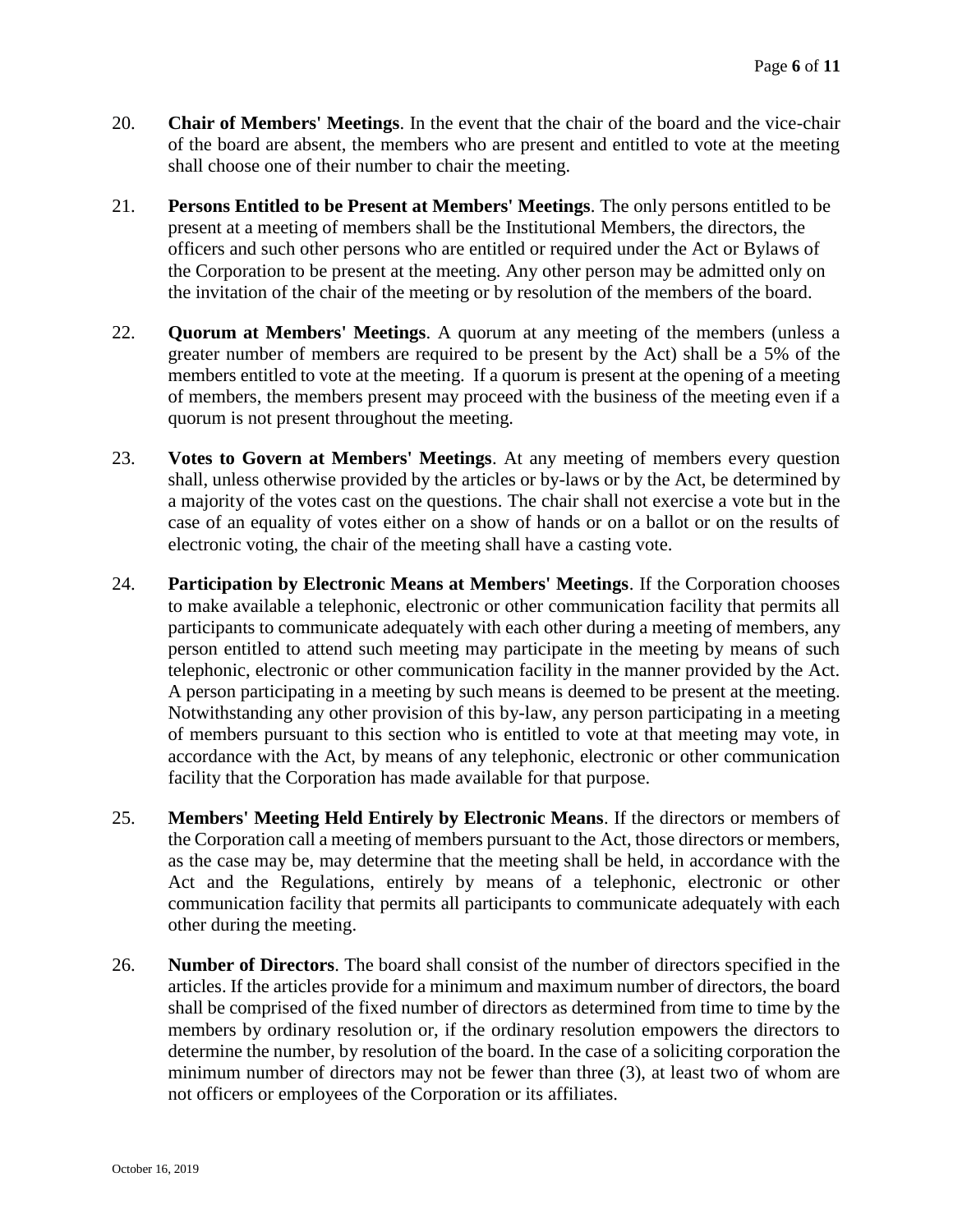20. **Chair of Members' Meetings**. In the event that the chair of the board and the vice-chair of the board are absent, the members who are present and entitled to vote at the meeting shall choose one of their number to chair the meeting.

21. **Persons Entitled to be Present at Members' Meetings**. The only persons entitled to be present at a meeting of members shall be the Institutional Members, the directors, the officers and such other persons who are entitled or required under the Act or Bylaws of the Corporation to be present at the meeting. Any other person may be admitted only on the invitation of the chair of the meeting or by resolution of the members of the board.

22. **Quorum at Members' Meetings**. A quorum at any meeting of the members (unless a greater number of members are required to be present by the Act) shall be a 5% of the members entitled to vote at the meeting. If a quorum is present at the opening of a meeting of members, the members present may proceed with the business of the meeting even if a quorum is not present throughout the meeting.

23. **Votes to Govern at Members' Meetings**. At any meeting of members every question shall, unless otherwise provided by the articles or by-laws or by the Act, be determined by a majority of the votes cast on the questions. The chair shall not exercise a vote but in the case of an equality of votes either on a show of hands or on a ballot or on the results of electronic voting, the chair of the meeting shall have a casting vote.

24. **Participation by Electronic Means at Members' Meetings**. If the Corporation chooses to make available a telephonic, electronic or other communication facility that permits all participants to communicate adequately with each other during a meeting of members, any person entitled to attend such meeting may participate in the meeting by means of such telephonic, electronic or other communication facility in the manner provided by the Act. A person participating in a meeting by such means is deemed to be present at the meeting. Notwithstanding any other provision of this by-law, any person participating in a meeting of members pursuant to this section who is entitled to vote at that meeting may vote, in accordance with the Act, by means of any telephonic, electronic or other communication facility that the Corporation has made available for that purpose.

25. **Members' Meeting Held Entirely by Electronic Means**. If the directors or members of the Corporation call a meeting of members pursuant to the Act, those directors or members, as the case may be, may determine that the meeting shall be held, in accordance with the Act and the Regulations, entirely by means of a telephonic, electronic or other communication facility that permits all participants to communicate adequately with each other during the meeting.

26. **Number of Directors**. The board shall consist of the number of directors specified in the articles. If the articles provide for a minimum and maximum number of directors, the board shall be comprised of the fixed number of directors as determined from time to time by the members by ordinary resolution or, if the ordinary resolution empowers the directors to determine the number, by resolution of the board. In the case of a soliciting corporation the minimum number of directors may not be fewer than three (3), at least two of whom are not officers or employees of the Corporation or its affiliates.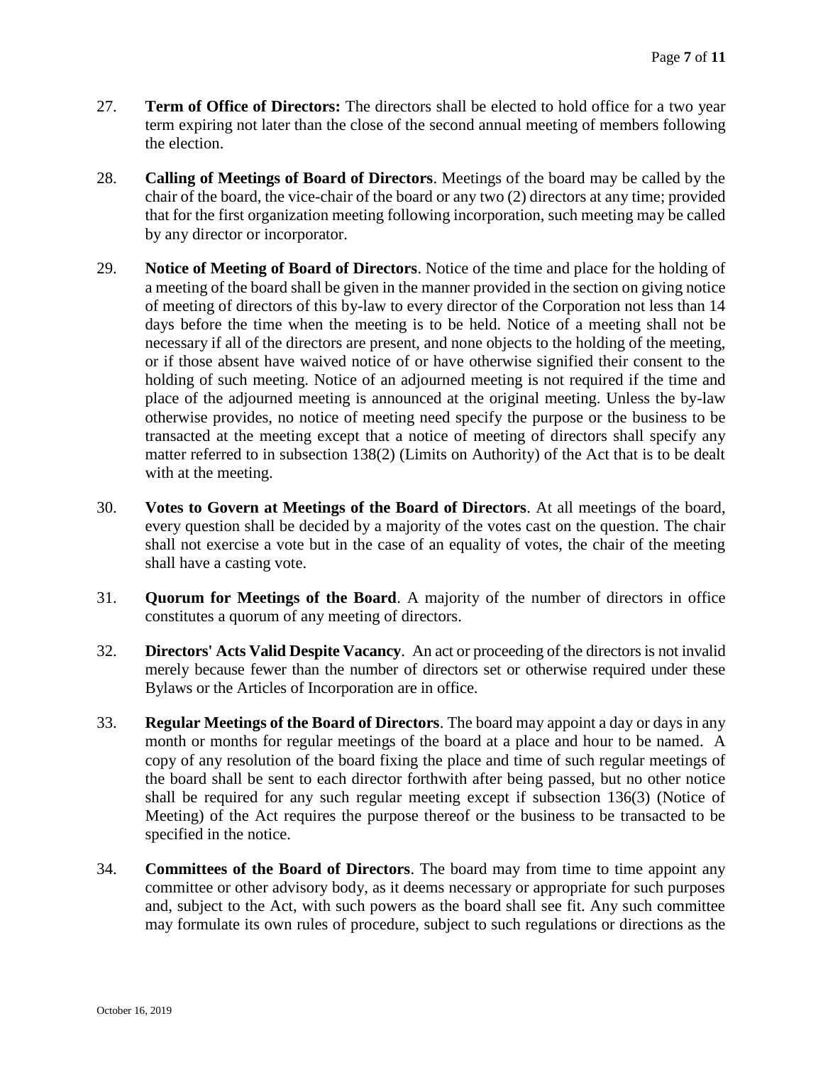27. **Term of Office of Directors:** The directors shall be elected to hold office for a two year term expiring not later than the close of the second annual meeting of members following the election.

28. **Calling of Meetings of Board of Directors**. Meetings of the board may be called by the chair of the board, the vice-chair of the board or any two (2) directors at any time; provided that for the first organization meeting following incorporation, such meeting may be called by any director or incorporator.

29. **Notice of Meeting of Board of Directors**. Notice of the time and place for the holding of a meeting of the board shall be given in the manner provided in the section on giving notice of meeting of directors of this by-law to every director of the Corporation not less than 14 days before the time when the meeting is to be held. Notice of a meeting shall not be necessary if all of the directors are present, and none objects to the holding of the meeting, or if those absent have waived notice of or have otherwise signified their consent to the holding of such meeting. Notice of an adjourned meeting is not required if the time and place of the adjourned meeting is announced at the original meeting. Unless the by-law otherwise provides, no notice of meeting need specify the purpose or the business to be transacted at the meeting except that a notice of meeting of directors shall specify any matter referred to in subsection 138(2) (Limits on Authority) of the Act that is to be dealt with at the meeting.

30. **Votes to Govern at Meetings of the Board of Directors**. At all meetings of the board, every question shall be decided by a majority of the votes cast on the question. The chair shall not exercise a vote but in the case of an equality of votes, the chair of the meeting shall have a casting vote.

31. **Quorum for Meetings of the Board**. A majority of the number of directors in office constitutes a quorum of any meeting of directors.

32. **Directors' Acts Valid Despite Vacancy**. An act or proceeding of the directors is not invalid merely because fewer than the number of directors set or otherwise required under these Bylaws or the Articles of Incorporation are in office.

33. **Regular Meetings of the Board of Directors**. The board may appoint a day or days in any month or months for regular meetings of the board at a place and hour to be named. A copy of any resolution of the board fixing the place and time of such regular meetings of the board shall be sent to each director forthwith after being passed, but no other notice shall be required for any such regular meeting except if subsection 136(3) (Notice of Meeting) of the Act requires the purpose thereof or the business to be transacted to be specified in the notice.

34. **Committees of the Board of Directors**. The board may from time to time appoint any committee or other advisory body, as it deems necessary or appropriate for such purposes and, subject to the Act, with such powers as the board shall see fit. Any such committee may formulate its own rules of procedure, subject to such regulations or directions as the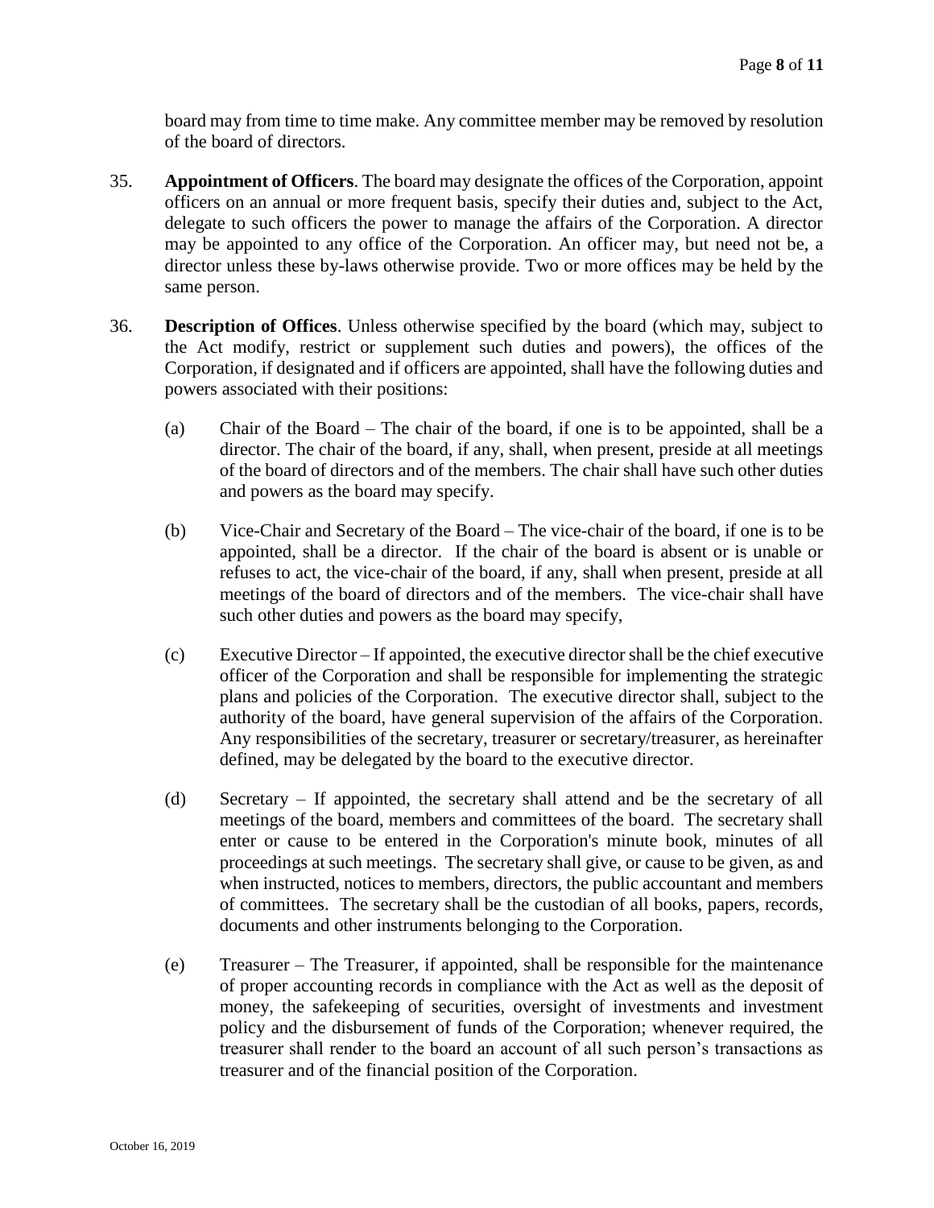board may from time to time make. Any committee member may be removed by resolution of the board of directors.

35. **Appointment of Officers**. The board may designate the offices of the Corporation, appoint officers on an annual or more frequent basis, specify their duties and, subject to the Act, delegate to such officers the power to manage the affairs of the Corporation. A director may be appointed to any office of the Corporation. An officer may, but need not be, a director unless these by-laws otherwise provide. Two or more offices may be held by the same person.

36. **Description of Offices**. Unless otherwise specified by the board (which may, subject to the Act modify, restrict or supplement such duties and powers), the offices of the Corporation, if designated and if officers are appointed, shall have the following duties and powers associated with their positions:

    (a) Chair of the Board – The chair of the board, if one is to be appointed, shall be a director. The chair of the board, if any, shall, when present, preside at all meetings of the board of directors and of the members. The chair shall have such other duties and powers as the board may specify.

    (b) Vice-Chair and Secretary of the Board – The vice-chair of the board, if one is to be appointed, shall be a director. If the chair of the board is absent or is unable or refuses to act, the vice-chair of the board, if any, shall when present, preside at all meetings of the board of directors and of the members. The vice-chair shall have such other duties and powers as the board may specify,

    (c) Executive Director – If appointed, the executive director shall be the chief executive officer of the Corporation and shall be responsible for implementing the strategic plans and policies of the Corporation. The executive director shall, subject to the authority of the board, have general supervision of the affairs of the Corporation. Any responsibilities of the secretary, treasurer or secretary/treasurer, as hereinafter defined, may be delegated by the board to the executive director.

    (d) Secretary – If appointed, the secretary shall attend and be the secretary of all meetings of the board, members and committees of the board. The secretary shall enter or cause to be entered in the Corporation's minute book, minutes of all proceedings at such meetings. The secretary shall give, or cause to be given, as and when instructed, notices to members, directors, the public accountant and members of committees. The secretary shall be the custodian of all books, papers, records, documents and other instruments belonging to the Corporation.

    (e) Treasurer – The Treasurer, if appointed, shall be responsible for the maintenance of proper accounting records in compliance with the Act as well as the deposit of money, the safekeeping of securities, oversight of investments and investment policy and the disbursement of funds of the Corporation; whenever required, the treasurer shall render to the board an account of all such person's transactions as treasurer and of the financial position of the Corporation.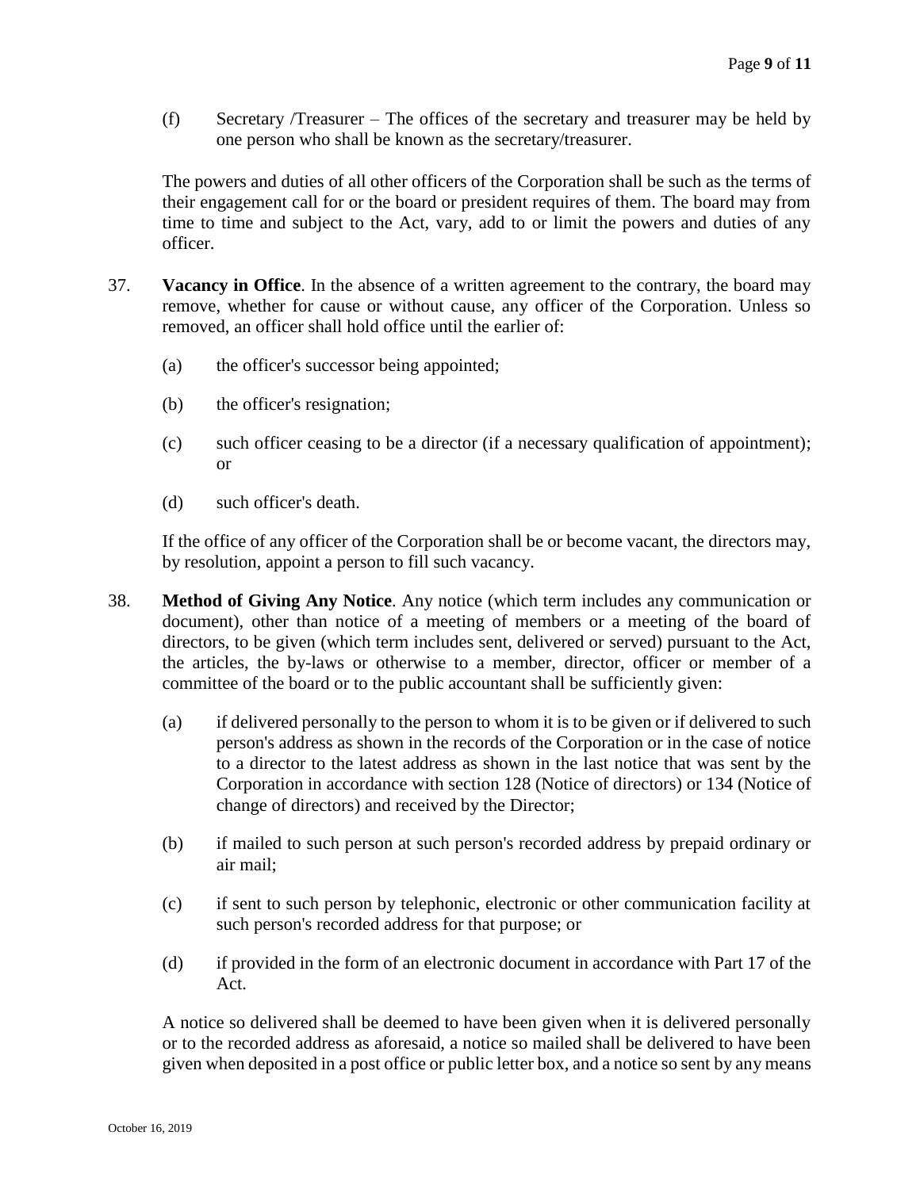(f) Secretary /Treasurer – The offices of the secretary and treasurer may be held by one person who shall be known as the secretary/treasurer.

The powers and duties of all other officers of the Corporation shall be such as the terms of their engagement call for or the board or president requires of them. The board may from time to time and subject to the Act, vary, add to or limit the powers and duties of any officer.

37. **Vacancy in Office**. In the absence of a written agreement to the contrary, the board may remove, whether for cause or without cause, any officer of the Corporation. Unless so removed, an officer shall hold office until the earlier of:

   (a) the officer's successor being appointed;

   (b) the officer's resignation;

   (c) such officer ceasing to be a director (if a necessary qualification of appointment); or

   (d) such officer's death.

   If the office of any officer of the Corporation shall be or become vacant, the directors may, by resolution, appoint a person to fill such vacancy.

38. **Method of Giving Any Notice**. Any notice (which term includes any communication or document), other than notice of a meeting of members or a meeting of the board of directors, to be given (which term includes sent, delivered or served) pursuant to the Act, the articles, the by-laws or otherwise to a member, director, officer or member of a committee of the board or to the public accountant shall be sufficiently given:

   (a) if delivered personally to the person to whom it is to be given or if delivered to such person's address as shown in the records of the Corporation or in the case of notice to a director to the latest address as shown in the last notice that was sent by the Corporation in accordance with section 128 (Notice of directors) or 134 (Notice of change of directors) and received by the Director;

   (b) if mailed to such person at such person's recorded address by prepaid ordinary or air mail;

   (c) if sent to such person by telephonic, electronic or other communication facility at such person's recorded address for that purpose; or

   (d) if provided in the form of an electronic document in accordance with Part 17 of the Act.

   A notice so delivered shall be deemed to have been given when it is delivered personally or to the recorded address as aforesaid, a notice so mailed shall be delivered to have been given when deposited in a post office or public letter box, and a notice so sent by any means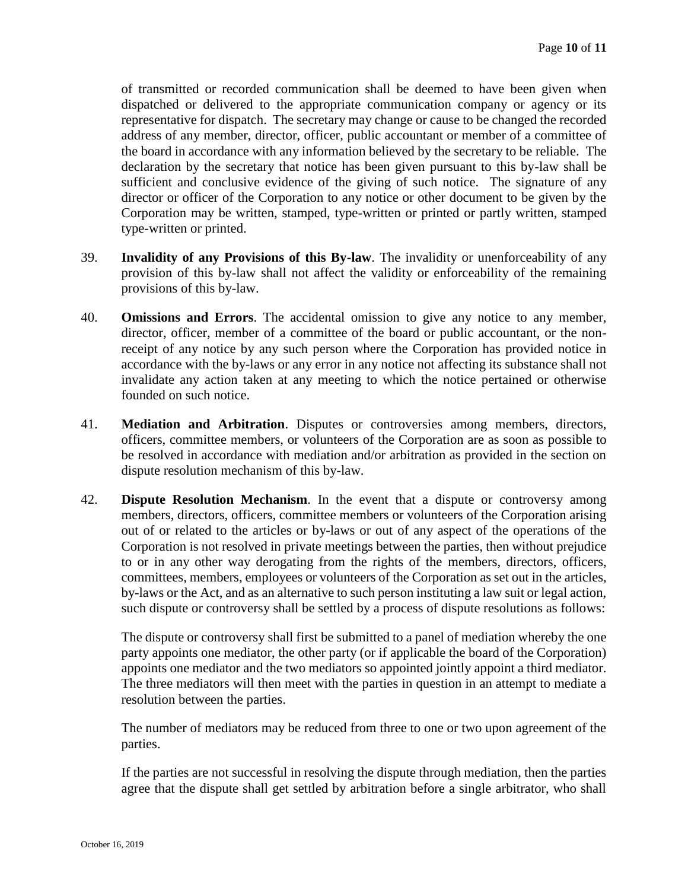of transmitted or recorded communication shall be deemed to have been given when dispatched or delivered to the appropriate communication company or agency or its representative for dispatch. The secretary may change or cause to be changed the recorded address of any member, director, officer, public accountant or member of a committee of the board in accordance with any information believed by the secretary to be reliable. The declaration by the secretary that notice has been given pursuant to this by-law shall be sufficient and conclusive evidence of the giving of such notice. The signature of any director or officer of the Corporation to any notice or other document to be given by the Corporation may be written, stamped, type-written or printed or partly written, stamped type-written or printed.

39. **Invalidity of any Provisions of this By-law**. The invalidity or unenforceability of any provision of this by-law shall not affect the validity or enforceability of the remaining provisions of this by-law.

40. **Omissions and Errors**. The accidental omission to give any notice to any member, director, officer, member of a committee of the board or public accountant, or the non-receipt of any notice by any such person where the Corporation has provided notice in accordance with the by-laws or any error in any notice not affecting its substance shall not invalidate any action taken at any meeting to which the notice pertained or otherwise founded on such notice.

41. **Mediation and Arbitration**. Disputes or controversies among members, directors, officers, committee members, or volunteers of the Corporation are as soon as possible to be resolved in accordance with mediation and/or arbitration as provided in the section on dispute resolution mechanism of this by-law.

42. **Dispute Resolution Mechanism**. In the event that a dispute or controversy among members, directors, officers, committee members or volunteers of the Corporation arising out of or related to the articles or by-laws or out of any aspect of the operations of the Corporation is not resolved in private meetings between the parties, then without prejudice to or in any other way derogating from the rights of the members, directors, officers, committees, members, employees or volunteers of the Corporation as set out in the articles, by-laws or the Act, and as an alternative to such person instituting a law suit or legal action, such dispute or controversy shall be settled by a process of dispute resolutions as follows:

    The dispute or controversy shall first be submitted to a panel of mediation whereby the one party appoints one mediator, the other party (or if applicable the board of the Corporation) appoints one mediator and the two mediators so appointed jointly appoint a third mediator. The three mediators will then meet with the parties in question in an attempt to mediate a resolution between the parties.

    The number of mediators may be reduced from three to one or two upon agreement of the parties.

    If the parties are not successful in resolving the dispute through mediation, then the parties agree that the dispute shall get settled by arbitration before a single arbitrator, who shall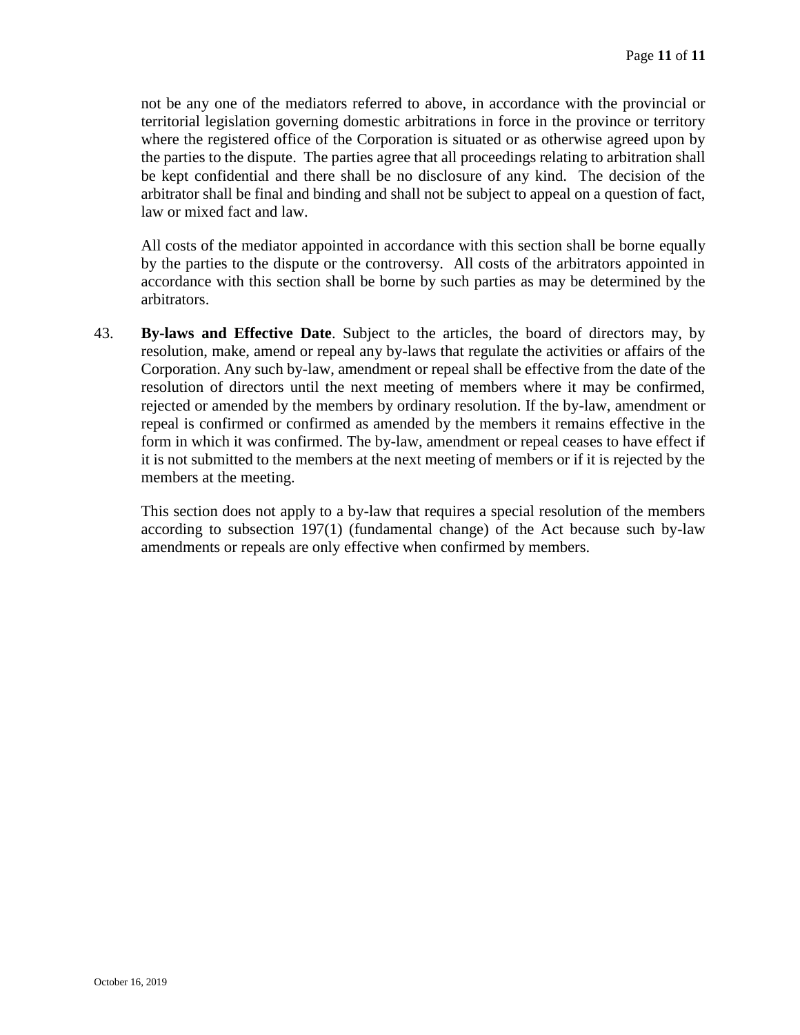not be any one of the mediators referred to above, in accordance with the provincial or territorial legislation governing domestic arbitrations in force in the province or territory where the registered office of the Corporation is situated or as otherwise agreed upon by the parties to the dispute. The parties agree that all proceedings relating to arbitration shall be kept confidential and there shall be no disclosure of any kind. The decision of the arbitrator shall be final and binding and shall not be subject to appeal on a question of fact, law or mixed fact and law.

All costs of the mediator appointed in accordance with this section shall be borne equally by the parties to the dispute or the controversy. All costs of the arbitrators appointed in accordance with this section shall be borne by such parties as may be determined by the arbitrators.

43. **By-laws and Effective Date**. Subject to the articles, the board of directors may, by resolution, make, amend or repeal any by-laws that regulate the activities or affairs of the Corporation. Any such by-law, amendment or repeal shall be effective from the date of the resolution of directors until the next meeting of members where it may be confirmed, rejected or amended by the members by ordinary resolution. If the by-law, amendment or repeal is confirmed or confirmed as amended by the members it remains effective in the form in which it was confirmed. The by-law, amendment or repeal ceases to have effect if it is not submitted to the members at the next meeting of members or if it is rejected by the members at the meeting.

This section does not apply to a by-law that requires a special resolution of the members according to subsection 197(1) (fundamental change) of the Act because such by-law amendments or repeals are only effective when confirmed by members.